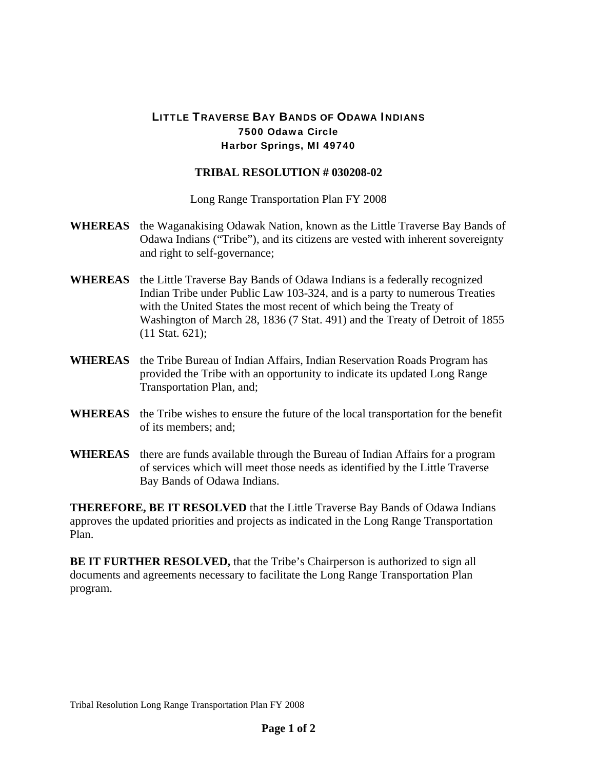# LITTLE TRAVERSE BAY BANDS OF ODAWA INDIANS

**7500 Odawa Circle**
**Harbor Springs, MI 49740**

## TRIBAL RESOLUTION # 030208-02

Long Range Transportation Plan FY 2008

**WHEREAS** the Waganakising Odawak Nation, known as the Little Traverse Bay Bands of Odawa Indians ("Tribe"), and its citizens are vested with inherent sovereignty and right to self-governance;

**WHEREAS** the Little Traverse Bay Bands of Odawa Indians is a federally recognized Indian Tribe under Public Law 103-324, and is a party to numerous Treaties with the United States the most recent of which being the Treaty of Washington of March 28, 1836 (7 Stat. 491) and the Treaty of Detroit of 1855 (11 Stat. 621);

**WHEREAS** the Tribe Bureau of Indian Affairs, Indian Reservation Roads Program has provided the Tribe with an opportunity to indicate its updated Long Range Transportation Plan, and;

**WHEREAS** the Tribe wishes to ensure the future of the local transportation for the benefit of its members; and;

**WHEREAS** there are funds available through the Bureau of Indian Affairs for a program of services which will meet those needs as identified by the Little Traverse Bay Bands of Odawa Indians.

**THEREFORE, BE IT RESOLVED** that the Little Traverse Bay Bands of Odawa Indians approves the updated priorities and projects as indicated in the Long Range Transportation Plan.

**BE IT FURTHER RESOLVED,** that the Tribe's Chairperson is authorized to sign all documents and agreements necessary to facilitate the Long Range Transportation Plan program.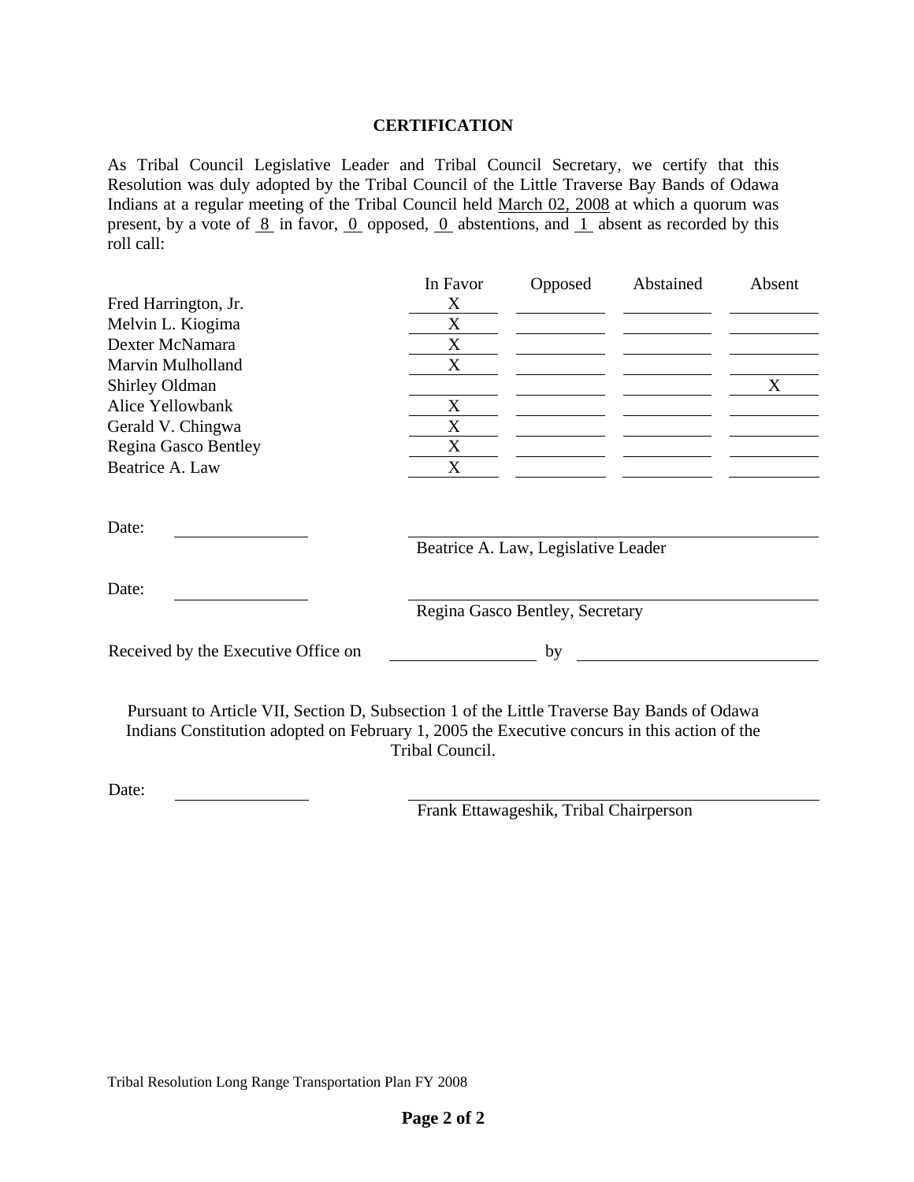## CERTIFICATION

As Tribal Council Legislative Leader and Tribal Council Secretary, we certify that this Resolution was duly adopted by the Tribal Council of the Little Traverse Bay Bands of Odawa Indians at a regular meeting of the Tribal Council held March 02, 2008 at which a quorum was present, by a vote of 8 in favor, 0 opposed, 0 abstentions, and 1 absent as recorded by this roll call:

| | In Favor | Opposed | Abstained | Absent |
|---|---|---|---|---|
| Fred Harrington, Jr. | X | | | |
| Melvin L. Kiogima | X | | | |
| Dexter McNamara | X | | | |
| Marvin Mulholland | X | | | |
| Shirley Oldman | | | | X |
| Alice Yellowbank | X | | | |
| Gerald V. Chingwa | X | | | |
| Regina Gasco Bentley | X | | | |
| Beatrice A. Law | X | | | |

Date: ______________ ______________________________
Beatrice A. Law, Legislative Leader

Date: ______________ ______________________________
Regina Gasco Bentley, Secretary

Received by the Executive Office on ______________ by ______________________

Pursuant to Article VII, Section D, Subsection 1 of the Little Traverse Bay Bands of Odawa Indians Constitution adopted on February 1, 2005 the Executive concurs in this action of the Tribal Council.

Date: ______________ ______________________________
Frank Ettawageshik, Tribal Chairperson

Tribal Resolution Long Range Transportation Plan FY 2008